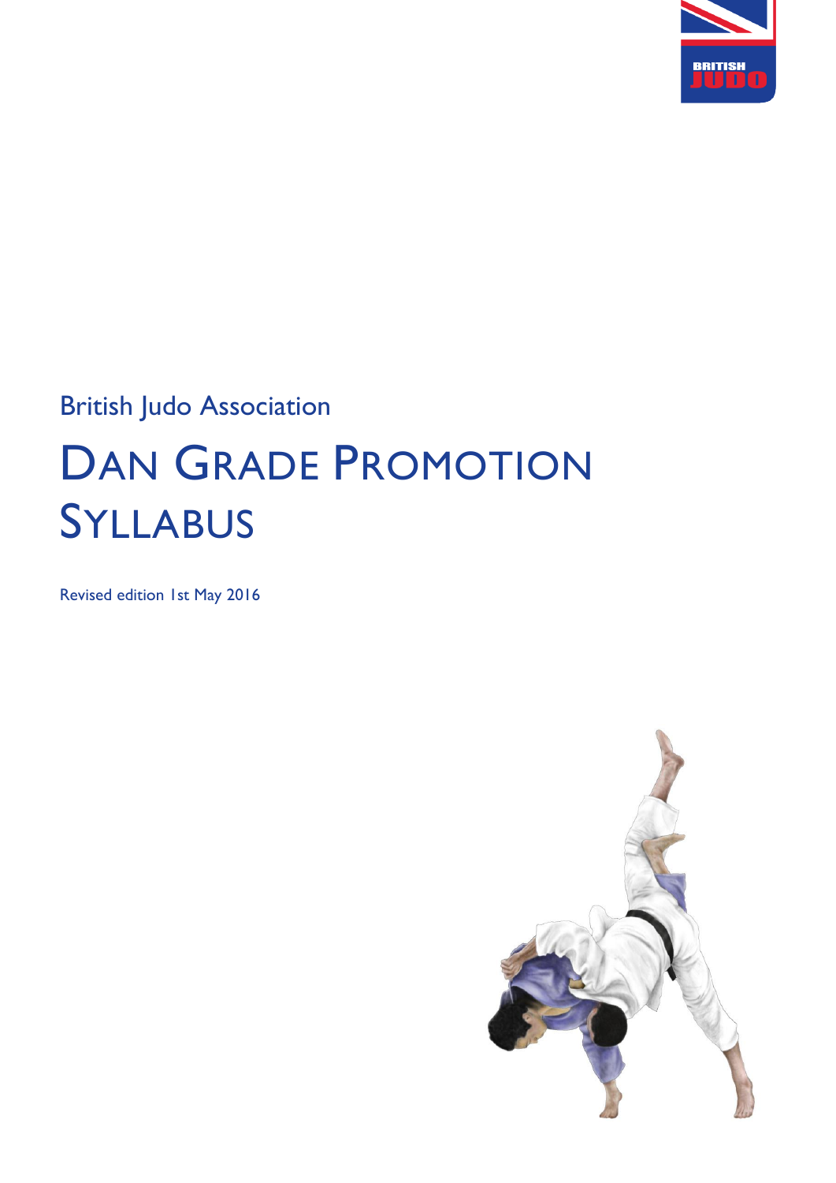British Judo Association

# DAN GRADE PROMOTION SYLLABUS

Revised edition 1st May 2016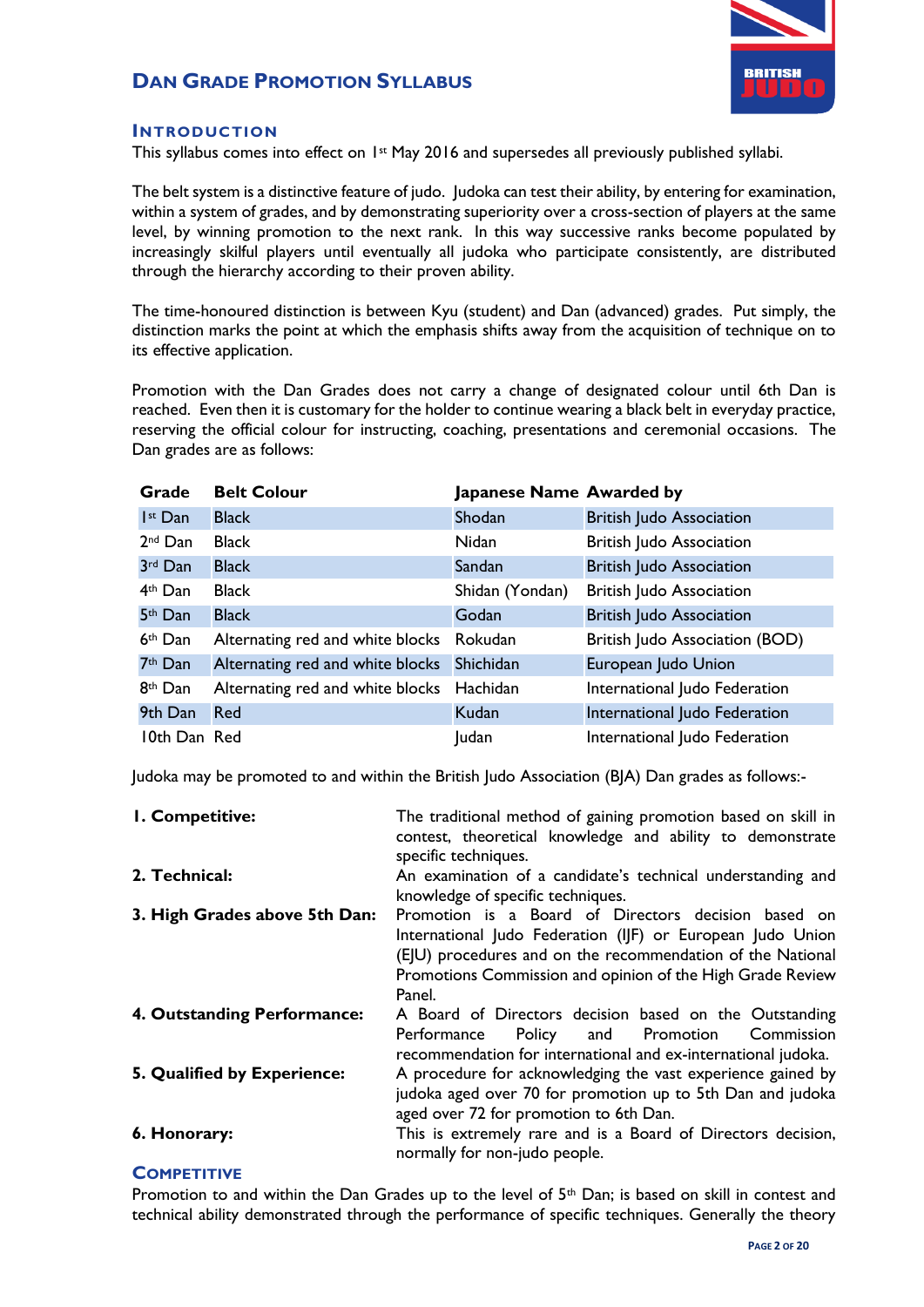## Dan Grade Promotion Syllabus

### Introduction

This syllabus comes into effect on 1st May 2016 and supersedes all previously published syllabi.

The belt system is a distinctive feature of judo. Judoka can test their ability, by entering for examination, within a system of grades, and by demonstrating superiority over a cross-section of players at the same level, by winning promotion to the next rank. In this way successive ranks become populated by increasingly skilful players until eventually all judoka who participate consistently, are distributed through the hierarchy according to their proven ability.

The time-honoured distinction is between Kyu (student) and Dan (advanced) grades. Put simply, the distinction marks the point at which the emphasis shifts away from the acquisition of technique on to its effective application.

Promotion with the Dan Grades does not carry a change of designated colour until 6th Dan is reached. Even then it is customary for the holder to continue wearing a black belt in everyday practice, reserving the official colour for instructing, coaching, presentations and ceremonial occasions. The Dan grades are as follows:

| Grade | Belt Colour | Japanese Name | Awarded by |
|---|---|---|---|
| 1st Dan | Black | Shodan | British Judo Association |
| 2nd Dan | Black | Nidan | British Judo Association |
| 3rd Dan | Black | Sandan | British Judo Association |
| 4th Dan | Black | Shidan (Yondan) | British Judo Association |
| 5th Dan | Black | Godan | British Judo Association |
| 6th Dan | Alternating red and white blocks | Rokudan | British Judo Association (BOD) |
| 7th Dan | Alternating red and white blocks | Shichidan | European Judo Union |
| 8th Dan | Alternating red and white blocks | Hachidan | International Judo Federation |
| 9th Dan | Red | Kudan | International Judo Federation |
| 10th Dan | Red | Judan | International Judo Federation |

Judoka may be promoted to and within the British Judo Association (BJA) Dan grades as follows:-

**1. Competitive:** The traditional method of gaining promotion based on skill in contest, theoretical knowledge and ability to demonstrate specific techniques.

**2. Technical:** An examination of a candidate's technical understanding and knowledge of specific techniques.

**3. High Grades above 5th Dan:** Promotion is a Board of Directors decision based on International Judo Federation (IJF) or European Judo Union (EJU) procedures and on the recommendation of the National Promotions Commission and opinion of the High Grade Review Panel.

**4. Outstanding Performance:** A Board of Directors decision based on the Outstanding Performance Policy and Promotion Commission recommendation for international and ex-international judoka.

**5. Qualified by Experience:** A procedure for acknowledging the vast experience gained by judoka aged over 70 for promotion up to 5th Dan and judoka aged over 72 for promotion to 6th Dan.

**6. Honorary:** This is extremely rare and is a Board of Directors decision, normally for non-judo people.

### Competitive

Promotion to and within the Dan Grades up to the level of 5th Dan; is based on skill in contest and technical ability demonstrated through the performance of specific techniques. Generally the theory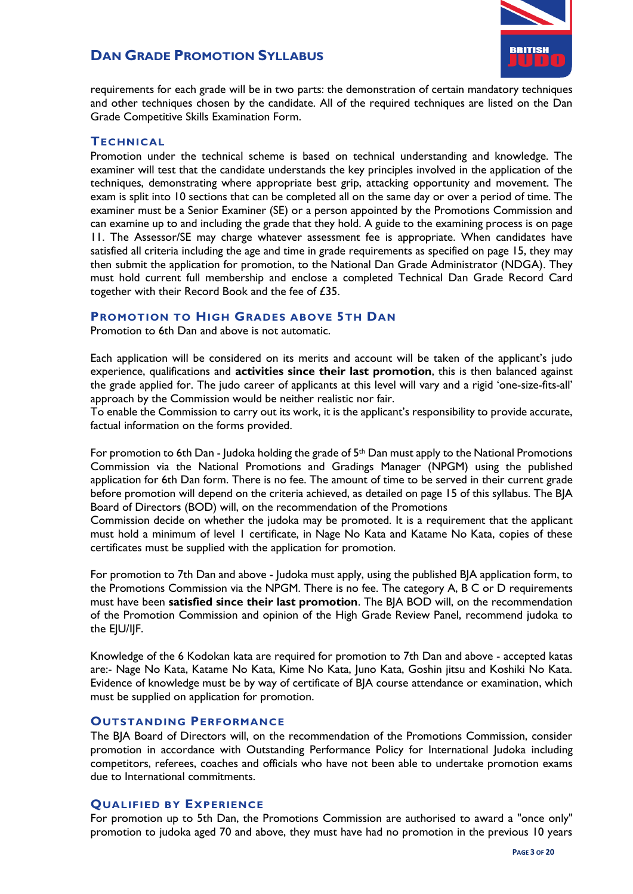requirements for each grade will be in two parts: the demonstration of certain mandatory techniques and other techniques chosen by the candidate. All of the required techniques are listed on the Dan Grade Competitive Skills Examination Form.

## Technical

Promotion under the technical scheme is based on technical understanding and knowledge. The examiner will test that the candidate understands the key principles involved in the application of the techniques, demonstrating where appropriate best grip, attacking opportunity and movement. The exam is split into 10 sections that can be completed all on the same day or over a period of time. The examiner must be a Senior Examiner (SE) or a person appointed by the Promotions Commission and can examine up to and including the grade that they hold. A guide to the examining process is on page 11. The Assessor/SE may charge whatever assessment fee is appropriate. When candidates have satisfied all criteria including the age and time in grade requirements as specified on page 15, they may then submit the application for promotion, to the National Dan Grade Administrator (NDGA). They must hold current full membership and enclose a completed Technical Dan Grade Record Card together with their Record Book and the fee of £35.

## Promotion to High Grades above 5th Dan

Promotion to 6th Dan and above is not automatic.

Each application will be considered on its merits and account will be taken of the applicant's judo experience, qualifications and **activities since their last promotion**, this is then balanced against the grade applied for. The judo career of applicants at this level will vary and a rigid 'one-size-fits-all' approach by the Commission would be neither realistic nor fair.
To enable the Commission to carry out its work, it is the applicant's responsibility to provide accurate, factual information on the forms provided.

For promotion to 6th Dan - Judoka holding the grade of 5th Dan must apply to the National Promotions Commission via the National Promotions and Gradings Manager (NPGM) using the published application for 6th Dan form. There is no fee. The amount of time to be served in their current grade before promotion will depend on the criteria achieved, as detailed on page 15 of this syllabus. The BJA Board of Directors (BOD) will, on the recommendation of the Promotions Commission decide on whether the judoka may be promoted. It is a requirement that the applicant must hold a minimum of level 1 certificate, in Nage No Kata and Katame No Kata, copies of these certificates must be supplied with the application for promotion.

For promotion to 7th Dan and above - Judoka must apply, using the published BJA application form, to the Promotions Commission via the NPGM. There is no fee. The category A, B C or D requirements must have been **satisfied since their last promotion**. The BJA BOD will, on the recommendation of the Promotion Commission and opinion of the High Grade Review Panel, recommend judoka to the EJU/IJF.

Knowledge of the 6 Kodokan kata are required for promotion to 7th Dan and above - accepted katas are:- Nage No Kata, Katame No Kata, Kime No Kata, Juno Kata, Goshin jitsu and Koshiki No Kata. Evidence of knowledge must be by way of certificate of BJA course attendance or examination, which must be supplied on application for promotion.

## Outstanding Performance

The BJA Board of Directors will, on the recommendation of the Promotions Commission, consider promotion in accordance with Outstanding Performance Policy for International Judoka including competitors, referees, coaches and officials who have not been able to undertake promotion exams due to International commitments.

## Qualified by Experience

For promotion up to 5th Dan, the Promotions Commission are authorised to award a "once only" promotion to judoka aged 70 and above, they must have had no promotion in the previous 10 years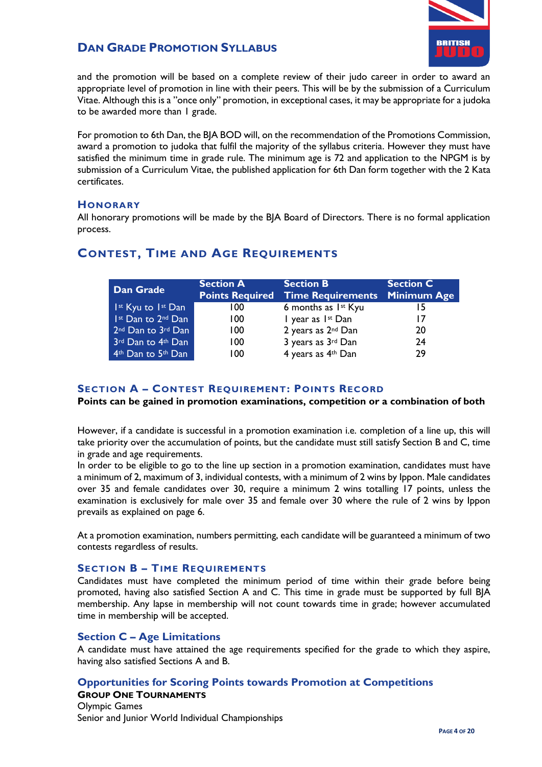and the promotion will be based on a complete review of their judo career in order to award an appropriate level of promotion in line with their peers. This will be by the submission of a Curriculum Vitae. Although this is a "once only" promotion, in exceptional cases, it may be appropriate for a judoka to be awarded more than 1 grade.

For promotion to 6th Dan, the BJA BOD will, on the recommendation of the Promotions Commission, award a promotion to judoka that fulfil the majority of the syllabus criteria. However they must have satisfied the minimum time in grade rule. The minimum age is 72 and application to the NPGM is by submission of a Curriculum Vitae, the published application for 6th Dan form together with the 2 Kata certificates.

### Honorary

All honorary promotions will be made by the BJA Board of Directors. There is no formal application process.

## Contest, Time and Age Requirements

| Dan Grade | Section A Points Required | Section B Time Requirements | Section C Minimum Age |
|---|---|---|---|
| 1st Kyu to 1st Dan | 100 | 6 months as 1st Kyu | 15 |
| 1st Dan to 2nd Dan | 100 | 1 year as 1st Dan | 17 |
| 2nd Dan to 3rd Dan | 100 | 2 years as 2nd Dan | 20 |
| 3rd Dan to 4th Dan | 100 | 3 years as 3rd Dan | 24 |
| 4th Dan to 5th Dan | 100 | 4 years as 4th Dan | 29 |

### Section A – Contest Requirement: Points Record

**Points can be gained in promotion examinations, competition or a combination of both**

However, if a candidate is successful in a promotion examination i.e. completion of a line up, this will take priority over the accumulation of points, but the candidate must still satisfy Section B and C, time in grade and age requirements.

In order to be eligible to go to the line up section in a promotion examination, candidates must have a minimum of 2, maximum of 3, individual contests, with a minimum of 2 wins by Ippon. Male candidates over 35 and female candidates over 30, require a minimum 2 wins totalling 17 points, unless the examination is exclusively for male over 35 and female over 30 where the rule of 2 wins by Ippon prevails as explained on page 6.

At a promotion examination, numbers permitting, each candidate will be guaranteed a minimum of two contests regardless of results.

### Section B – Time Requirements

Candidates must have completed the minimum period of time within their grade before being promoted, having also satisfied Section A and C. This time in grade must be supported by full BJA membership. Any lapse in membership will not count towards time in grade; however accumulated time in membership will be accepted.

### Section C – Age Limitations

A candidate must have attained the age requirements specified for the grade to which they aspire, having also satisfied Sections A and B.

### Opportunities for Scoring Points towards Promotion at Competitions

**Group One Tournaments**

Olympic Games
Senior and Junior World Individual Championships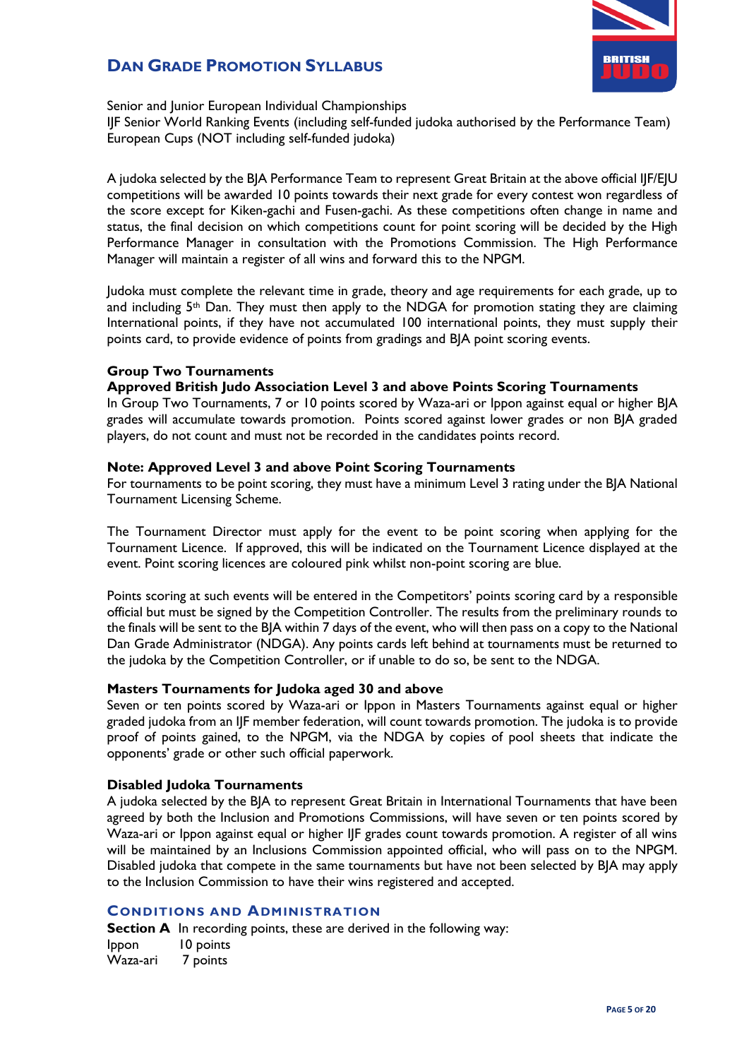Senior and Junior European Individual Championships
IJF Senior World Ranking Events (including self-funded judoka authorised by the Performance Team)
European Cups (NOT including self-funded judoka)

A judoka selected by the BJA Performance Team to represent Great Britain at the above official IJF/EJU competitions will be awarded 10 points towards their next grade for every contest won regardless of the score except for Kiken-gachi and Fusen-gachi. As these competitions often change in name and status, the final decision on which competitions count for point scoring will be decided by the High Performance Manager in consultation with the Promotions Commission. The High Performance Manager will maintain a register of all wins and forward this to the NPGM.

Judoka must complete the relevant time in grade, theory and age requirements for each grade, up to and including 5th Dan. They must then apply to the NDGA for promotion stating they are claiming International points, if they have not accumulated 100 international points, they must supply their points card, to provide evidence of points from gradings and BJA point scoring events.

### Group Two Tournaments

### Approved British Judo Association Level 3 and above Points Scoring Tournaments

In Group Two Tournaments, 7 or 10 points scored by Waza-ari or Ippon against equal or higher BJA grades will accumulate towards promotion. Points scored against lower grades or non BJA graded players, do not count and must not be recorded in the candidates points record.

### Note: Approved Level 3 and above Point Scoring Tournaments

For tournaments to be point scoring, they must have a minimum Level 3 rating under the BJA National Tournament Licensing Scheme.

The Tournament Director must apply for the event to be point scoring when applying for the Tournament Licence. If approved, this will be indicated on the Tournament Licence displayed at the event. Point scoring licences are coloured pink whilst non-point scoring are blue.

Points scoring at such events will be entered in the Competitors' points scoring card by a responsible official but must be signed by the Competition Controller. The results from the preliminary rounds to the finals will be sent to the BJA within 7 days of the event, who will then pass on a copy to the National Dan Grade Administrator (NDGA). Any points cards left behind at tournaments must be returned to the judoka by the Competition Controller, or if unable to do so, be sent to the NDGA.

### Masters Tournaments for Judoka aged 30 and above

Seven or ten points scored by Waza-ari or Ippon in Masters Tournaments against equal or higher graded judoka from an IJF member federation, will count towards promotion. The judoka is to provide proof of points gained, to the NPGM, via the NDGA by copies of pool sheets that indicate the opponents' grade or other such official paperwork.

### Disabled Judoka Tournaments

A judoka selected by the BJA to represent Great Britain in International Tournaments that have been agreed by both the Inclusion and Promotions Commissions, will have seven or ten points scored by Waza-ari or Ippon against equal or higher IJF grades count towards promotion. A register of all wins will be maintained by an Inclusions Commission appointed official, who will pass on to the NPGM. Disabled judoka that compete in the same tournaments but have not been selected by BJA may apply to the Inclusion Commission to have their wins registered and accepted.

## Conditions and Administration

**Section A** In recording points, these are derived in the following way:

Ippon 10 points
Waza-ari 7 points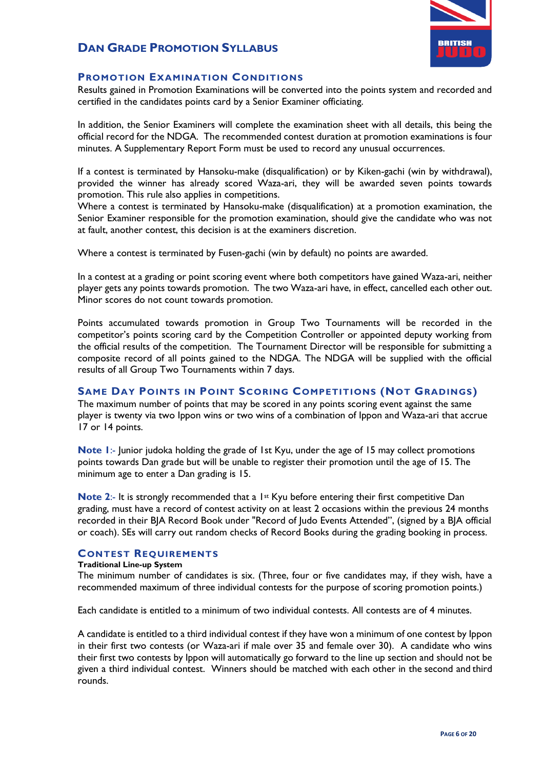## Dan Grade Promotion Syllabus

### Promotion Examination Conditions

Results gained in Promotion Examinations will be converted into the points system and recorded and certified in the candidates points card by a Senior Examiner officiating.

In addition, the Senior Examiners will complete the examination sheet with all details, this being the official record for the NDGA. The recommended contest duration at promotion examinations is four minutes. A Supplementary Report Form must be used to record any unusual occurrences.

If a contest is terminated by Hansoku-make (disqualification) or by Kiken-gachi (win by withdrawal), provided the winner has already scored Waza-ari, they will be awarded seven points towards promotion. This rule also applies in competitions.
Where a contest is terminated by Hansoku-make (disqualification) at a promotion examination, the Senior Examiner responsible for the promotion examination, should give the candidate who was not at fault, another contest, this decision is at the examiners discretion.

Where a contest is terminated by Fusen-gachi (win by default) no points are awarded.

In a contest at a grading or point scoring event where both competitors have gained Waza-ari, neither player gets any points towards promotion. The two Waza-ari have, in effect, cancelled each other out. Minor scores do not count towards promotion.

Points accumulated towards promotion in Group Two Tournaments will be recorded in the competitor's points scoring card by the Competition Controller or appointed deputy working from the official results of the competition. The Tournament Director will be responsible for submitting a composite record of all points gained to the NDGA. The NDGA will be supplied with the official results of all Group Two Tournaments within 7 days.

### Same Day Points in Point Scoring Competitions (Not Gradings)

The maximum number of points that may be scored in any points scoring event against the same player is twenty via two Ippon wins or two wins of a combination of Ippon and Waza-ari that accrue 17 or 14 points.

**Note 1**:- Junior judoka holding the grade of 1st Kyu, under the age of 15 may collect promotions points towards Dan grade but will be unable to register their promotion until the age of 15. The minimum age to enter a Dan grading is 15.

**Note 2**:- It is strongly recommended that a 1st Kyu before entering their first competitive Dan grading, must have a record of contest activity on at least 2 occasions within the previous 24 months recorded in their BJA Record Book under "Record of Judo Events Attended", (signed by a BJA official or coach). SEs will carry out random checks of Record Books during the grading booking in process.

### Contest Requirements

**Traditional Line-up System**

The minimum number of candidates is six. (Three, four or five candidates may, if they wish, have a recommended maximum of three individual contests for the purpose of scoring promotion points.)

Each candidate is entitled to a minimum of two individual contests. All contests are of 4 minutes.

A candidate is entitled to a third individual contest if they have won a minimum of one contest by Ippon in their first two contests (or Waza-ari if male over 35 and female over 30). A candidate who wins their first two contests by Ippon will automatically go forward to the line up section and should not be given a third individual contest. Winners should be matched with each other in the second and third rounds.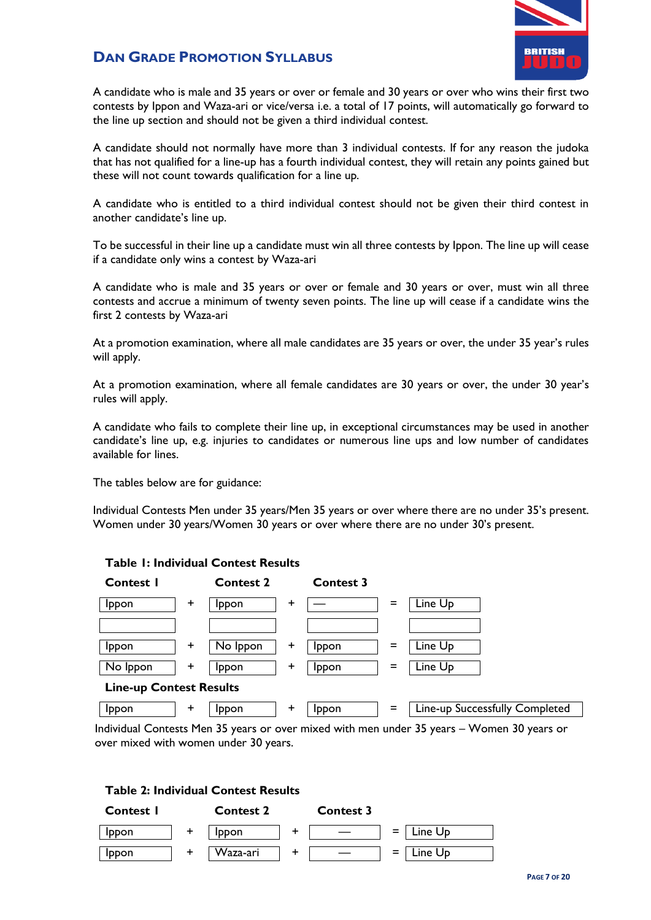## DAN GRADE PROMOTION SYLLABUS

A candidate who is male and 35 years or over or female and 30 years or over who wins their first two contests by Ippon and Waza-ari or vice/versa i.e. a total of 17 points, will automatically go forward to the line up section and should not be given a third individual contest.

A candidate should not normally have more than 3 individual contests. If for any reason the judoka that has not qualified for a line-up has a fourth individual contest, they will retain any points gained but these will not count towards qualification for a line up.

A candidate who is entitled to a third individual contest should not be given their third contest in another candidate's line up.

To be successful in their line up a candidate must win all three contests by Ippon. The line up will cease if a candidate only wins a contest by Waza-ari

A candidate who is male and 35 years or over or female and 30 years or over, must win all three contests and accrue a minimum of twenty seven points. The line up will cease if a candidate wins the first 2 contests by Waza-ari

At a promotion examination, where all male candidates are 35 years or over, the under 35 year's rules will apply.

At a promotion examination, where all female candidates are 30 years or over, the under 30 year's rules will apply.

A candidate who fails to complete their line up, in exceptional circumstances may be used in another candidate's line up, e.g. injuries to candidates or numerous line ups and low number of candidates available for lines.

The tables below are for guidance:

Individual Contests Men under 35 years/Men 35 years or over where there are no under 35's present. Women under 30 years/Women 30 years or over where there are no under 30's present.

**Table 1: Individual Contest Results**

| Contest 1 | | Contest 2 | | Contest 3 | | |
|---|---|---|---|---|---|---|
| Ippon | + | Ippon | + | — | = | Line Up |
| | | | | | | |
| Ippon | + | No Ippon | + | Ippon | = | Line Up |
| No Ippon | + | Ippon | + | Ippon | = | Line Up |

**Line-up Contest Results**

| | | | | | | |
|---|---|---|---|---|---|---|
| Ippon | + | Ippon | + | Ippon | = | Line-up Successfully Completed |

Individual Contests Men 35 years or over mixed with men under 35 years – Women 30 years or over mixed with women under 30 years.

**Table 2: Individual Contest Results**

| Contest 1 | | Contest 2 | | Contest 3 | | |
|---|---|---|---|---|---|---|
| Ippon | + | Ippon | + | — | = | Line Up |
| Ippon | + | Waza-ari | + | — | = | Line Up |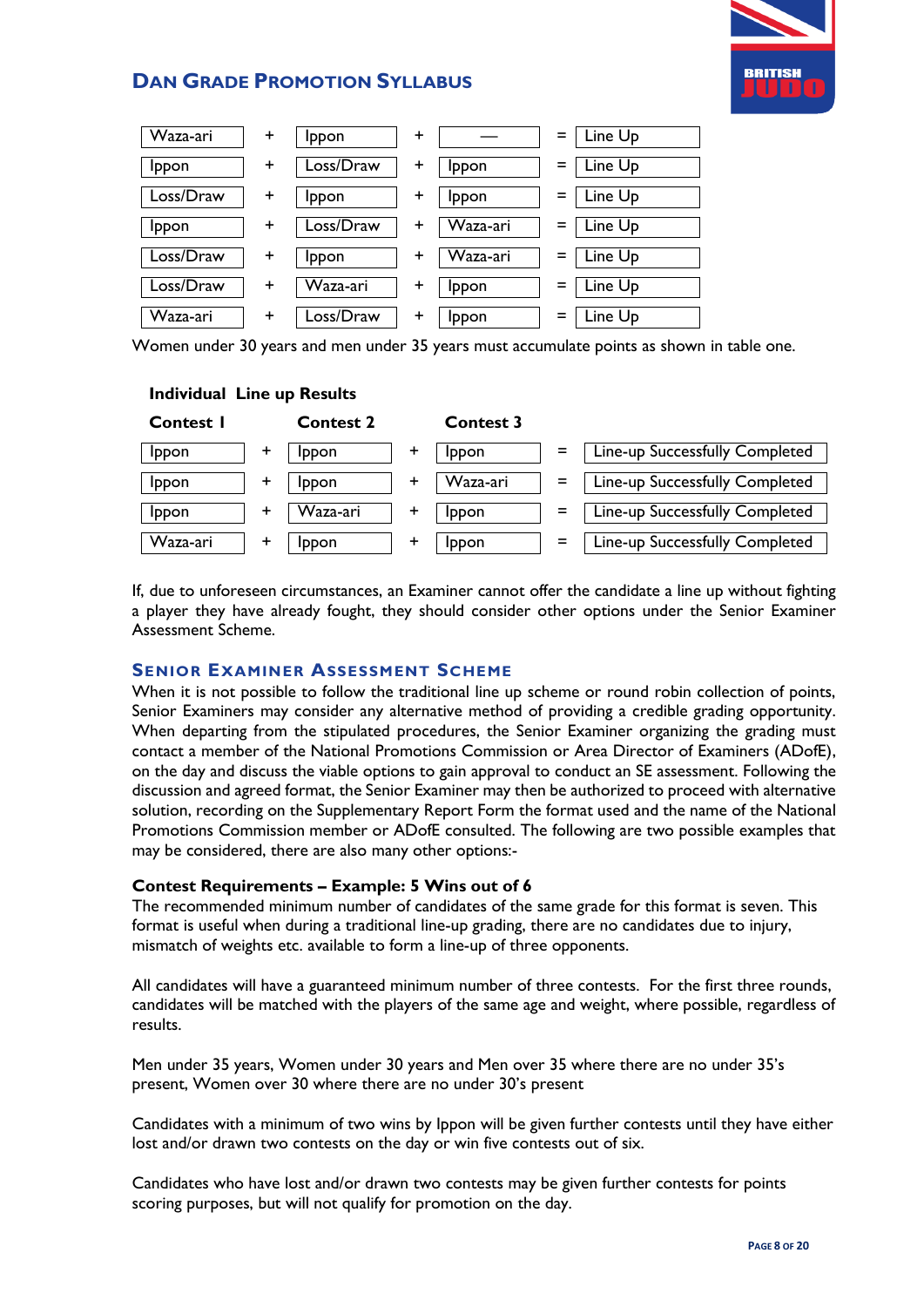## Dan Grade Promotion Syllabus

| | | | | | | |
|---|---|---|---|---|---|---|
| Waza-ari | + | Ippon | + | — | = | Line Up |
| Ippon | + | Loss/Draw | + | Ippon | = | Line Up |
| Loss/Draw | + | Ippon | + | Ippon | = | Line Up |
| Ippon | + | Loss/Draw | + | Waza-ari | = | Line Up |
| Loss/Draw | + | Ippon | + | Waza-ari | = | Line Up |
| Loss/Draw | + | Waza-ari | + | Ippon | = | Line Up |
| Waza-ari | + | Loss/Draw | + | Ippon | = | Line Up |

Women under 30 years and men under 35 years must accumulate points as shown in table one.

**Individual Line up Results**

| Contest 1 | | Contest 2 | | Contest 3 | | |
|---|---|---|---|---|---|---|
| Ippon | + | Ippon | + | Ippon | = | Line-up Successfully Completed |
| Ippon | + | Ippon | + | Waza-ari | = | Line-up Successfully Completed |
| Ippon | + | Waza-ari | + | Ippon | = | Line-up Successfully Completed |
| Waza-ari | + | Ippon | + | Ippon | = | Line-up Successfully Completed |

If, due to unforeseen circumstances, an Examiner cannot offer the candidate a line up without fighting a player they have already fought, they should consider other options under the Senior Examiner Assessment Scheme.

### Senior Examiner Assessment Scheme

When it is not possible to follow the traditional line up scheme or round robin collection of points, Senior Examiners may consider any alternative method of providing a credible grading opportunity. When departing from the stipulated procedures, the Senior Examiner organizing the grading must contact a member of the National Promotions Commission or Area Director of Examiners (ADofE), on the day and discuss the viable options to gain approval to conduct an SE assessment. Following the discussion and agreed format, the Senior Examiner may then be authorized to proceed with alternative solution, recording on the Supplementary Report Form the format used and the name of the National Promotions Commission member or ADofE consulted. The following are two possible examples that may be considered, there are also many other options:-

**Contest Requirements – Example: 5 Wins out of 6**

The recommended minimum number of candidates of the same grade for this format is seven. This format is useful when during a traditional line-up grading, there are no candidates due to injury, mismatch of weights etc. available to form a line-up of three opponents.

All candidates will have a guaranteed minimum number of three contests. For the first three rounds, candidates will be matched with the players of the same age and weight, where possible, regardless of results.

Men under 35 years, Women under 30 years and Men over 35 where there are no under 35's present, Women over 30 where there are no under 30's present

Candidates with a minimum of two wins by Ippon will be given further contests until they have either lost and/or drawn two contests on the day or win five contests out of six.

Candidates who have lost and/or drawn two contests may be given further contests for points scoring purposes, but will not qualify for promotion on the day.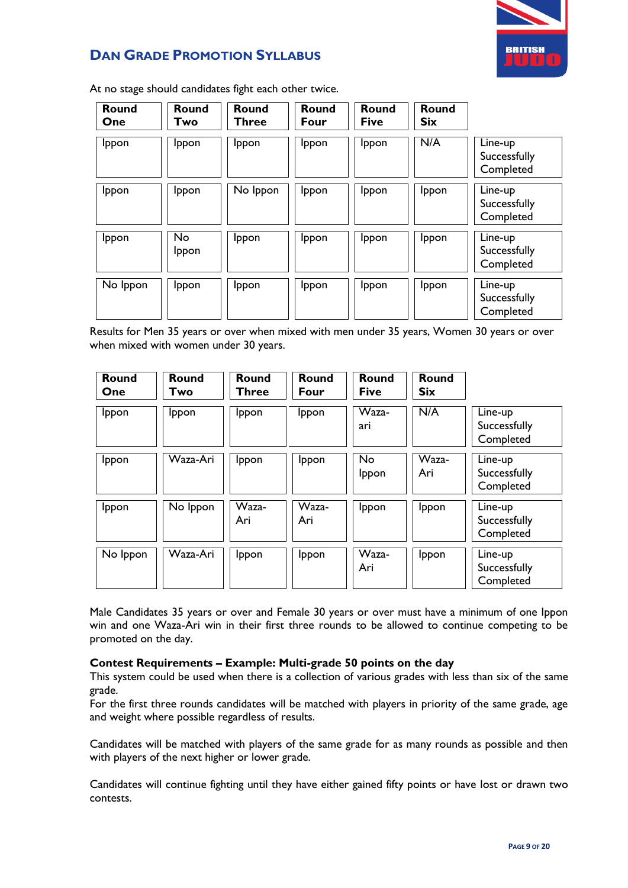## Dan Grade Promotion Syllabus

At no stage should candidates fight each other twice.

| Round One | Round Two | Round Three | Round Four | Round Five | Round Six | |
|---|---|---|---|---|---|---|
| Ippon | Ippon | Ippon | Ippon | Ippon | N/A | Line-up Successfully Completed |
| Ippon | Ippon | No Ippon | Ippon | Ippon | Ippon | Line-up Successfully Completed |
| Ippon | No Ippon | Ippon | Ippon | Ippon | Ippon | Line-up Successfully Completed |
| No Ippon | Ippon | Ippon | Ippon | Ippon | Ippon | Line-up Successfully Completed |

Results for Men 35 years or over when mixed with men under 35 years, Women 30 years or over when mixed with women under 30 years.

| Round One | Round Two | Round Three | Round Four | Round Five | Round Six | |
|---|---|---|---|---|---|---|
| Ippon | Ippon | Ippon | Ippon | Waza-ari | N/A | Line-up Successfully Completed |
| Ippon | Waza-Ari | Ippon | Ippon | No Ippon | Waza-Ari | Line-up Successfully Completed |
| Ippon | No Ippon | Waza-Ari | Waza-Ari | Ippon | Ippon | Line-up Successfully Completed |
| No Ippon | Waza-Ari | Ippon | Ippon | Waza-Ari | Ippon | Line-up Successfully Completed |

Male Candidates 35 years or over and Female 30 years or over must have a minimum of one Ippon win and one Waza-Ari win in their first three rounds to be allowed to continue competing to be promoted on the day.

**Contest Requirements – Example: Multi-grade 50 points on the day**

This system could be used when there is a collection of various grades with less than six of the same grade.

For the first three rounds candidates will be matched with players in priority of the same grade, age and weight where possible regardless of results.

Candidates will be matched with players of the same grade for as many rounds as possible and then with players of the next higher or lower grade.

Candidates will continue fighting until they have either gained fifty points or have lost or drawn two contests.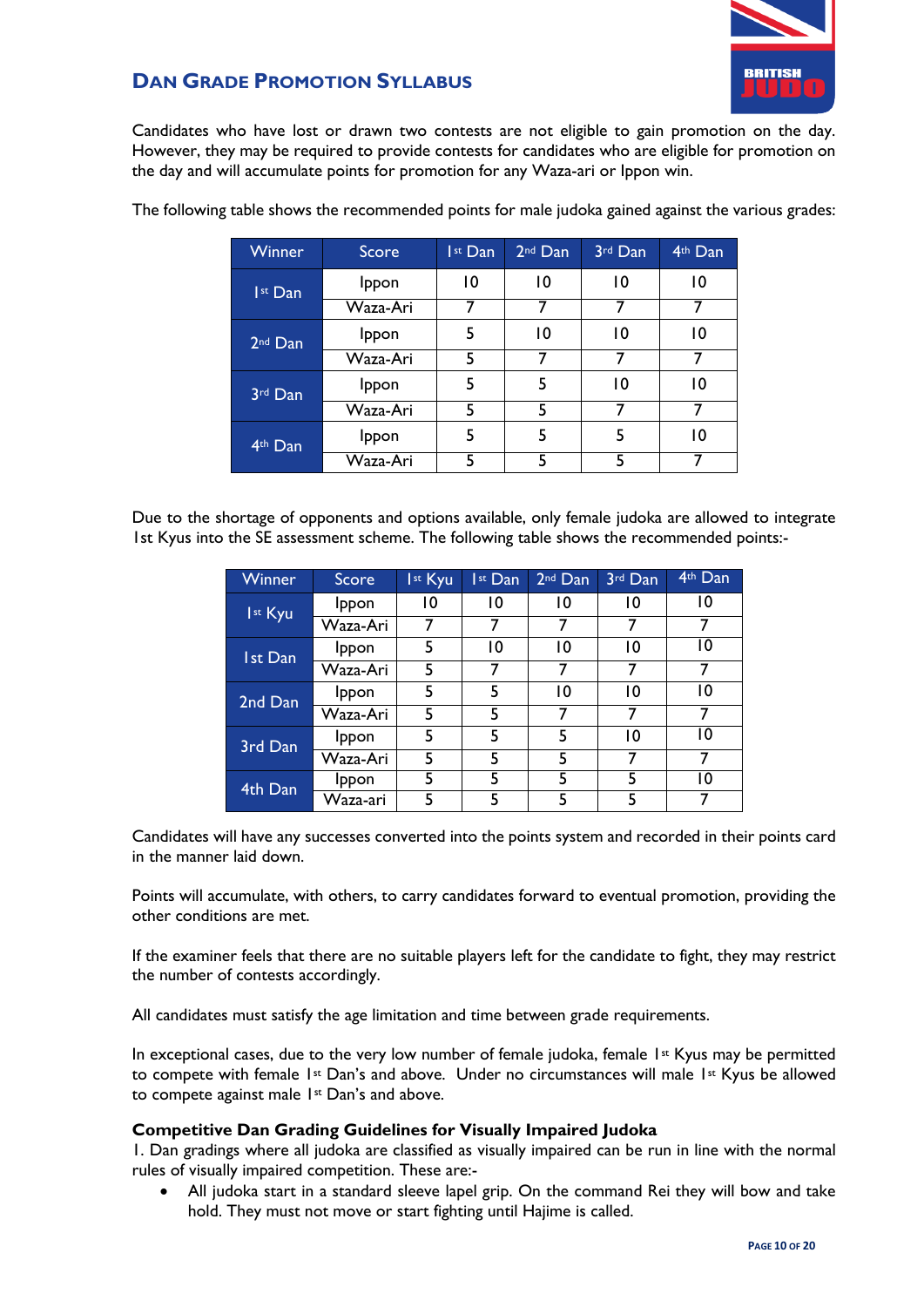## Dan Grade Promotion Syllabus

Candidates who have lost or drawn two contests are not eligible to gain promotion on the day. However, they may be required to provide contests for candidates who are eligible for promotion on the day and will accumulate points for promotion for any Waza-ari or Ippon win.

The following table shows the recommended points for male judoka gained against the various grades:

| Winner | Score | 1st Dan | 2nd Dan | 3rd Dan | 4th Dan |
|---|---|---|---|---|---|
| 1st Dan | Ippon | 10 | 10 | 10 | 10 |
| | Waza-Ari | 7 | 7 | 7 | 7 |
| 2nd Dan | Ippon | 5 | 10 | 10 | 10 |
| | Waza-Ari | 5 | 7 | 7 | 7 |
| 3rd Dan | Ippon | 5 | 5 | 10 | 10 |
| | Waza-Ari | 5 | 5 | 7 | 7 |
| 4th Dan | Ippon | 5 | 5 | 5 | 10 |
| | Waza-Ari | 5 | 5 | 5 | 7 |

Due to the shortage of opponents and options available, only female judoka are allowed to integrate 1st Kyus into the SE assessment scheme. The following table shows the recommended points:-

| Winner | Score | 1st Kyu | 1st Dan | 2nd Dan | 3rd Dan | 4th Dan |
|---|---|---|---|---|---|---|
| 1st Kyu | Ippon | 10 | 10 | 10 | 10 | 10 |
| | Waza-Ari | 7 | 7 | 7 | 7 | 7 |
| 1st Dan | Ippon | 5 | 10 | 10 | 10 | 10 |
| | Waza-Ari | 5 | 7 | 7 | 7 | 7 |
| 2nd Dan | Ippon | 5 | 5 | 10 | 10 | 10 |
| | Waza-Ari | 5 | 5 | 7 | 7 | 7 |
| 3rd Dan | Ippon | 5 | 5 | 5 | 10 | 10 |
| | Waza-Ari | 5 | 5 | 5 | 7 | 7 |
| 4th Dan | Ippon | 5 | 5 | 5 | 5 | 10 |
| | Waza-ari | 5 | 5 | 5 | 5 | 7 |

Candidates will have any successes converted into the points system and recorded in their points card in the manner laid down.

Points will accumulate, with others, to carry candidates forward to eventual promotion, providing the other conditions are met.

If the examiner feels that there are no suitable players left for the candidate to fight, they may restrict the number of contests accordingly.

All candidates must satisfy the age limitation and time between grade requirements.

In exceptional cases, due to the very low number of female judoka, female 1st Kyus may be permitted to compete with female 1st Dan's and above. Under no circumstances will male 1st Kyus be allowed to compete against male 1st Dan's and above.

### Competitive Dan Grading Guidelines for Visually Impaired Judoka

1. Dan gradings where all judoka are classified as visually impaired can be run in line with the normal rules of visually impaired competition. These are:-

- All judoka start in a standard sleeve lapel grip. On the command Rei they will bow and take hold. They must not move or start fighting until Hajime is called.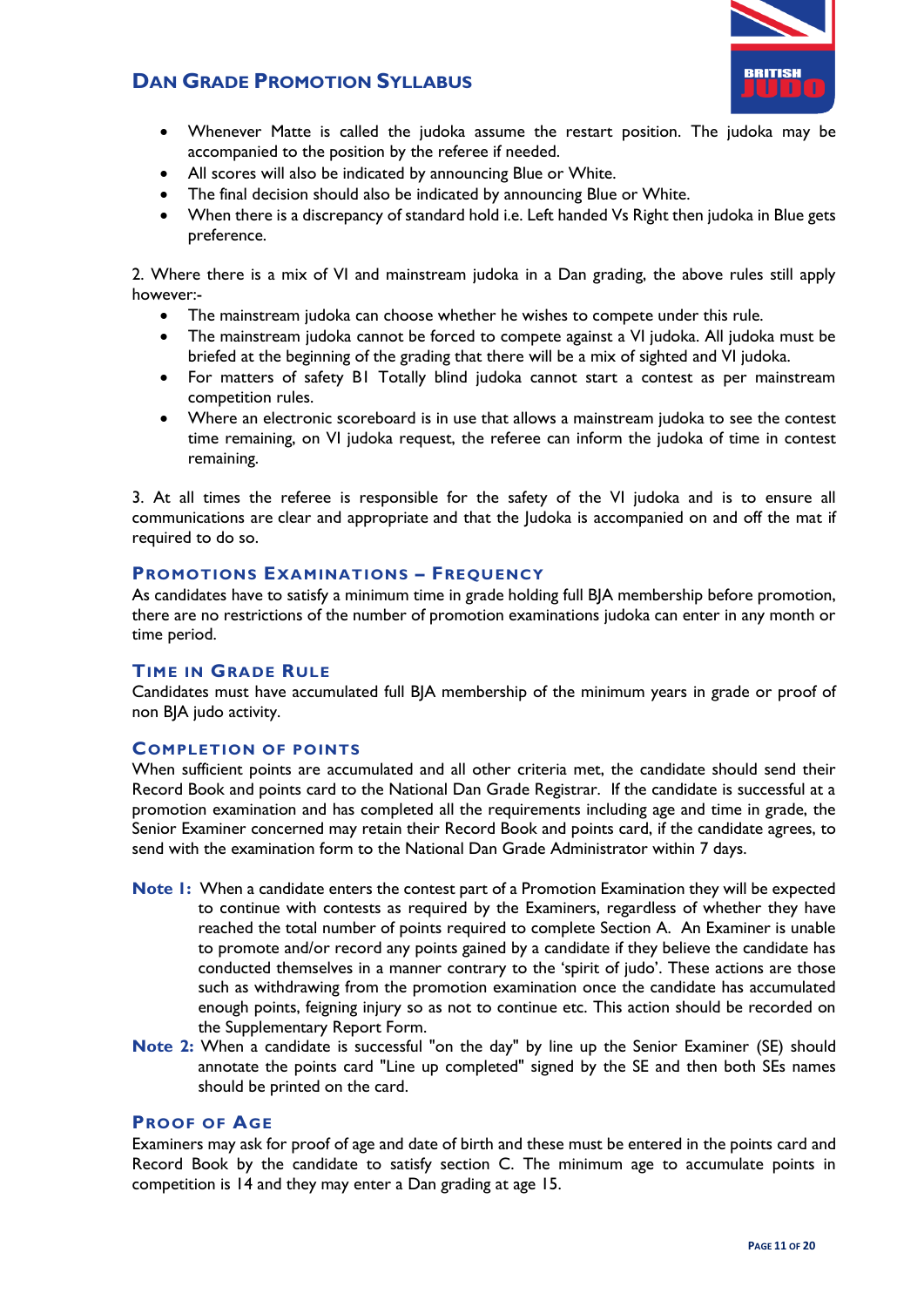- Whenever Matte is called the judoka assume the restart position. The judoka may be accompanied to the position by the referee if needed.
- All scores will also be indicated by announcing Blue or White.
- The final decision should also be indicated by announcing Blue or White.
- When there is a discrepancy of standard hold i.e. Left handed Vs Right then judoka in Blue gets preference.

2. Where there is a mix of VI and mainstream judoka in a Dan grading, the above rules still apply however:-

- The mainstream judoka can choose whether he wishes to compete under this rule.
- The mainstream judoka cannot be forced to compete against a VI judoka. All judoka must be briefed at the beginning of the grading that there will be a mix of sighted and VI judoka.
- For matters of safety B1 Totally blind judoka cannot start a contest as per mainstream competition rules.
- Where an electronic scoreboard is in use that allows a mainstream judoka to see the contest time remaining, on VI judoka request, the referee can inform the judoka of time in contest remaining.

3. At all times the referee is responsible for the safety of the VI judoka and is to ensure all communications are clear and appropriate and that the Judoka is accompanied on and off the mat if required to do so.

## Promotions Examinations – Frequency

As candidates have to satisfy a minimum time in grade holding full BJA membership before promotion, there are no restrictions of the number of promotion examinations judoka can enter in any month or time period.

## Time in Grade Rule

Candidates must have accumulated full BJA membership of the minimum years in grade or proof of non BJA judo activity.

## Completion of Points

When sufficient points are accumulated and all other criteria met, the candidate should send their Record Book and points card to the National Dan Grade Registrar. If the candidate is successful at a promotion examination and has completed all the requirements including age and time in grade, the Senior Examiner concerned may retain their Record Book and points card, if the candidate agrees, to send with the examination form to the National Dan Grade Administrator within 7 days.

**Note 1:** When a candidate enters the contest part of a Promotion Examination they will be expected to continue with contests as required by the Examiners, regardless of whether they have reached the total number of points required to complete Section A. An Examiner is unable to promote and/or record any points gained by a candidate if they believe the candidate has conducted themselves in a manner contrary to the 'spirit of judo'. These actions are those such as withdrawing from the promotion examination once the candidate has accumulated enough points, feigning injury so as not to continue etc. This action should be recorded on the Supplementary Report Form.

**Note 2:** When a candidate is successful "on the day" by line up the Senior Examiner (SE) should annotate the points card "Line up completed" signed by the SE and then both SEs names should be printed on the card.

## Proof of Age

Examiners may ask for proof of age and date of birth and these must be entered in the points card and Record Book by the candidate to satisfy section C. The minimum age to accumulate points in competition is 14 and they may enter a Dan grading at age 15.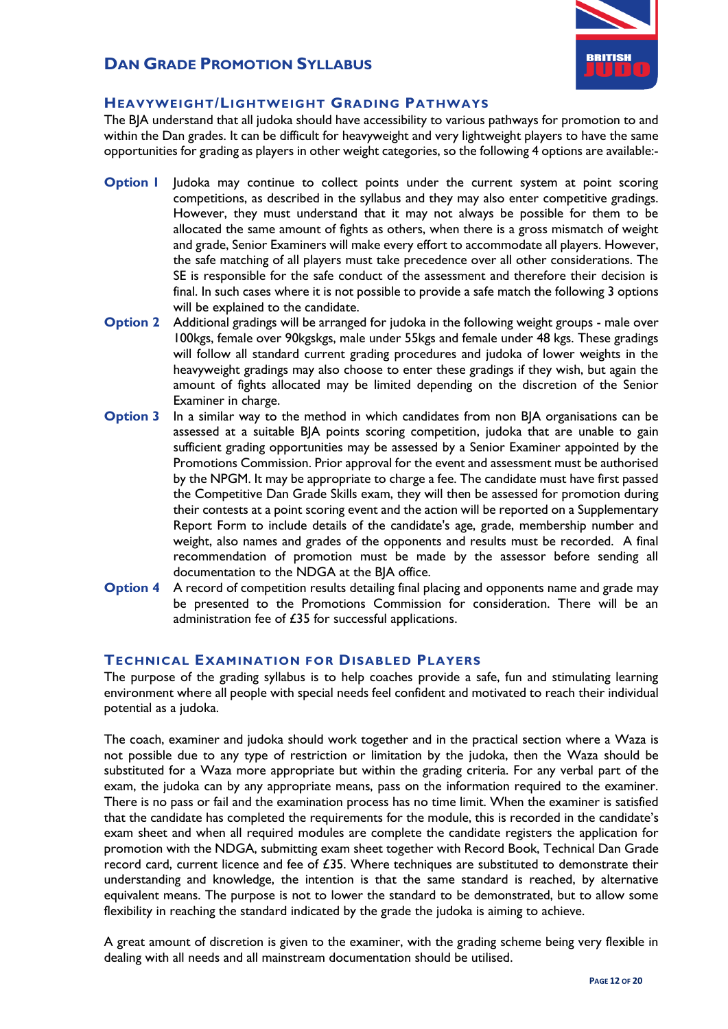# Dan Grade Promotion Syllabus

## Heavyweight/Lightweight Grading Pathways

The BJA understand that all judoka should have accessibility to various pathways for promotion to and within the Dan grades. It can be difficult for heavyweight and very lightweight players to have the same opportunities for grading as players in other weight categories, so the following 4 options are available:-

**Option 1** Judoka may continue to collect points under the current system at point scoring competitions, as described in the syllabus and they may also enter competitive gradings. However, they must understand that it may not always be possible for them to be allocated the same amount of fights as others, when there is a gross mismatch of weight and grade, Senior Examiners will make every effort to accommodate all players. However, the safe matching of all players must take precedence over all other considerations. The SE is responsible for the safe conduct of the assessment and therefore their decision is final. In such cases where it is not possible to provide a safe match the following 3 options will be explained to the candidate.

**Option 2** Additional gradings will be arranged for judoka in the following weight groups - male over 100kgs, female over 90kgskgs, male under 55kgs and female under 48 kgs. These gradings will follow all standard current grading procedures and judoka of lower weights in the heavyweight gradings may also choose to enter these gradings if they wish, but again the amount of fights allocated may be limited depending on the discretion of the Senior Examiner in charge.

**Option 3** In a similar way to the method in which candidates from non BJA organisations can be assessed at a suitable BJA points scoring competition, judoka that are unable to gain sufficient grading opportunities may be assessed by a Senior Examiner appointed by the Promotions Commission. Prior approval for the event and assessment must be authorised by the NPGM. It may be appropriate to charge a fee. The candidate must have first passed the Competitive Dan Grade Skills exam, they will then be assessed for promotion during their contests at a point scoring event and the action will be reported on a Supplementary Report Form to include details of the candidate's age, grade, membership number and weight, also names and grades of the opponents and results must be recorded. A final recommendation of promotion must be made by the assessor before sending all documentation to the NDGA at the BJA office.

**Option 4** A record of competition results detailing final placing and opponents name and grade may be presented to the Promotions Commission for consideration. There will be an administration fee of £35 for successful applications.

## Technical Examination for Disabled Players

The purpose of the grading syllabus is to help coaches provide a safe, fun and stimulating learning environment where all people with special needs feel confident and motivated to reach their individual potential as a judoka.

The coach, examiner and judoka should work together and in the practical section where a Waza is not possible due to any type of restriction or limitation by the judoka, then the Waza should be substituted for a Waza more appropriate but within the grading criteria. For any verbal part of the exam, the judoka can by any appropriate means, pass on the information required to the examiner. There is no pass or fail and the examination process has no time limit. When the examiner is satisfied that the candidate has completed the requirements for the module, this is recorded in the candidate's exam sheet and when all required modules are complete the candidate registers the application for promotion with the NDGA, submitting exam sheet together with Record Book, Technical Dan Grade record card, current licence and fee of £35. Where techniques are substituted to demonstrate their understanding and knowledge, the intention is that the same standard is reached, by alternative equivalent means. The purpose is not to lower the standard to be demonstrated, but to allow some flexibility in reaching the standard indicated by the grade the judoka is aiming to achieve.

A great amount of discretion is given to the examiner, with the grading scheme being very flexible in dealing with all needs and all mainstream documentation should be utilised.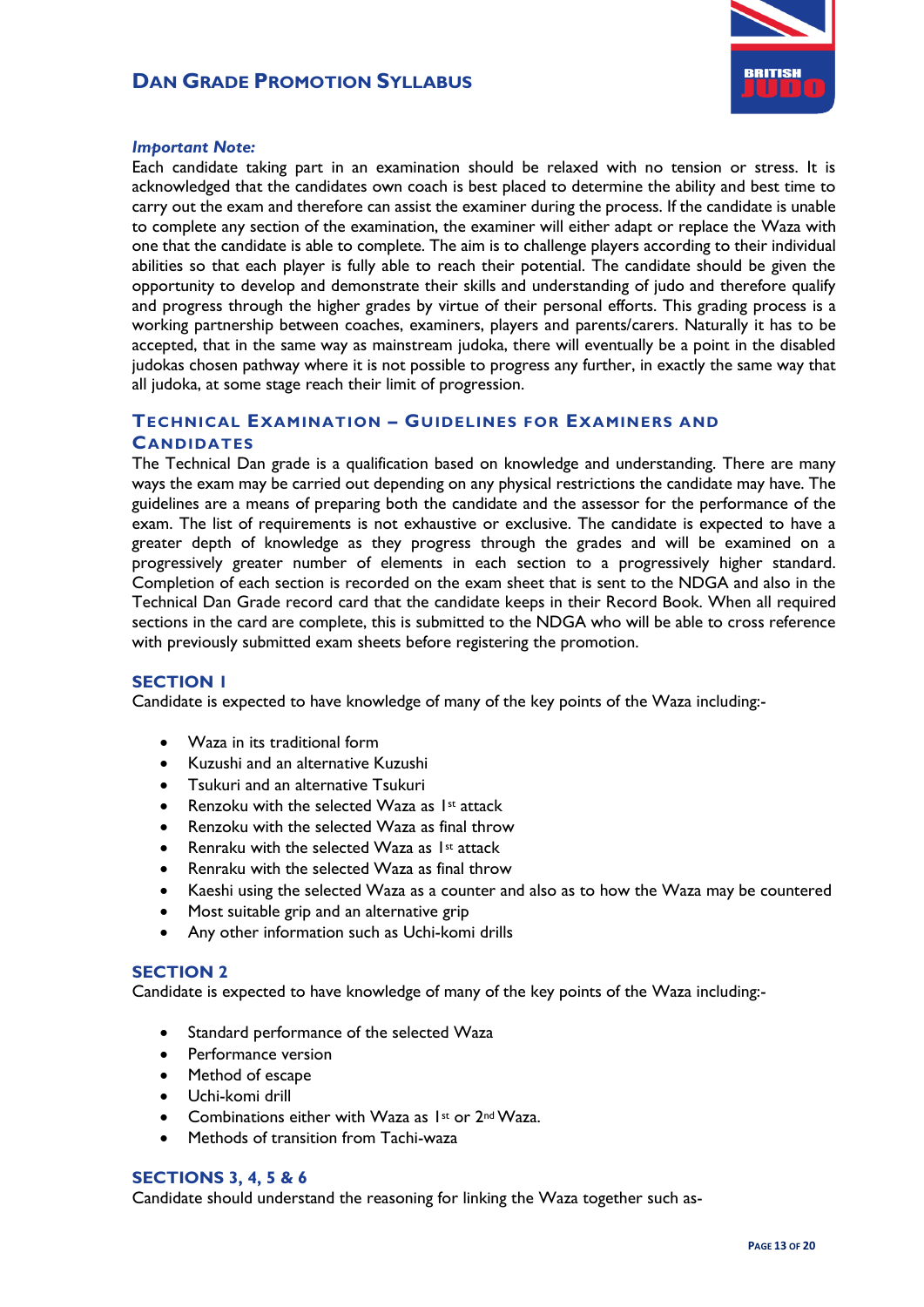## Dan Grade Promotion Syllabus

***Important Note:***

Each candidate taking part in an examination should be relaxed with no tension or stress. It is acknowledged that the candidates own coach is best placed to determine the ability and best time to carry out the exam and therefore can assist the examiner during the process. If the candidate is unable to complete any section of the examination, the examiner will either adapt or replace the Waza with one that the candidate is able to complete. The aim is to challenge players according to their individual abilities so that each player is fully able to reach their potential. The candidate should be given the opportunity to develop and demonstrate their skills and understanding of judo and therefore qualify and progress through the higher grades by virtue of their personal efforts. This grading process is a working partnership between coaches, examiners, players and parents/carers. Naturally it has to be accepted, that in the same way as mainstream judoka, there will eventually be a point in the disabled judokas chosen pathway where it is not possible to progress any further, in exactly the same way that all judoka, at some stage reach their limit of progression.

## Technical Examination – Guidelines for Examiners and Candidates

The Technical Dan grade is a qualification based on knowledge and understanding. There are many ways the exam may be carried out depending on any physical restrictions the candidate may have. The guidelines are a means of preparing both the candidate and the assessor for the performance of the exam. The list of requirements is not exhaustive or exclusive. The candidate is expected to have a greater depth of knowledge as they progress through the grades and will be examined on a progressively greater number of elements in each section to a progressively higher standard. Completion of each section is recorded on the exam sheet that is sent to the NDGA and also in the Technical Dan Grade record card that the candidate keeps in their Record Book. When all required sections in the card are complete, this is submitted to the NDGA who will be able to cross reference with previously submitted exam sheets before registering the promotion.

### SECTION 1

Candidate is expected to have knowledge of many of the key points of the Waza including:-

- Waza in its traditional form
- Kuzushi and an alternative Kuzushi
- Tsukuri and an alternative Tsukuri
- Renzoku with the selected Waza as 1st attack
- Renzoku with the selected Waza as final throw
- Renraku with the selected Waza as 1st attack
- Renraku with the selected Waza as final throw
- Kaeshi using the selected Waza as a counter and also as to how the Waza may be countered
- Most suitable grip and an alternative grip
- Any other information such as Uchi-komi drills

### SECTION 2

Candidate is expected to have knowledge of many of the key points of the Waza including:-

- Standard performance of the selected Waza
- Performance version
- Method of escape
- Uchi-komi drill
- Combinations either with Waza as 1st or 2nd Waza.
- Methods of transition from Tachi-waza

### SECTIONS 3, 4, 5 & 6

Candidate should understand the reasoning for linking the Waza together such as-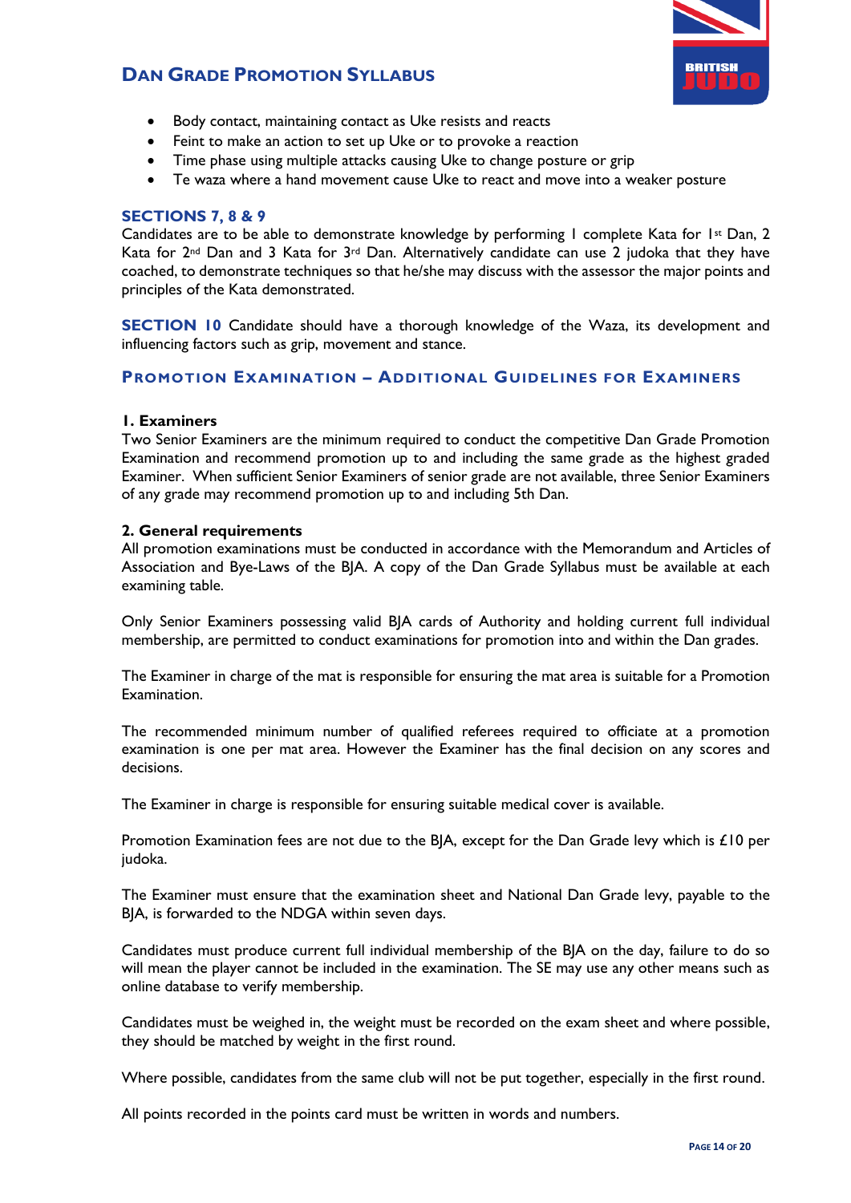- Body contact, maintaining contact as Uke resists and reacts
- Feint to make an action to set up Uke or to provoke a reaction
- Time phase using multiple attacks causing Uke to change posture or grip
- Te waza where a hand movement cause Uke to react and move into a weaker posture

### SECTIONS 7, 8 & 9

Candidates are to be able to demonstrate knowledge by performing 1 complete Kata for 1st Dan, 2 Kata for 2nd Dan and 3 Kata for 3rd Dan. Alternatively candidate can use 2 judoka that they have coached, to demonstrate techniques so that he/she may discuss with the assessor the major points and principles of the Kata demonstrated.

**SECTION 10** Candidate should have a thorough knowledge of the Waza, its development and influencing factors such as grip, movement and stance.

## PROMOTION EXAMINATION – ADDITIONAL GUIDELINES FOR EXAMINERS

**1. Examiners**

Two Senior Examiners are the minimum required to conduct the competitive Dan Grade Promotion Examination and recommend promotion up to and including the same grade as the highest graded Examiner. When sufficient Senior Examiners of senior grade are not available, three Senior Examiners of any grade may recommend promotion up to and including 5th Dan.

**2. General requirements**

All promotion examinations must be conducted in accordance with the Memorandum and Articles of Association and Bye-Laws of the BJA. A copy of the Dan Grade Syllabus must be available at each examining table.

Only Senior Examiners possessing valid BJA cards of Authority and holding current full individual membership, are permitted to conduct examinations for promotion into and within the Dan grades.

The Examiner in charge of the mat is responsible for ensuring the mat area is suitable for a Promotion Examination.

The recommended minimum number of qualified referees required to officiate at a promotion examination is one per mat area. However the Examiner has the final decision on any scores and decisions.

The Examiner in charge is responsible for ensuring suitable medical cover is available.

Promotion Examination fees are not due to the BJA, except for the Dan Grade levy which is £10 per judoka.

The Examiner must ensure that the examination sheet and National Dan Grade levy, payable to the BJA, is forwarded to the NDGA within seven days.

Candidates must produce current full individual membership of the BJA on the day, failure to do so will mean the player cannot be included in the examination. The SE may use any other means such as online database to verify membership.

Candidates must be weighed in, the weight must be recorded on the exam sheet and where possible, they should be matched by weight in the first round.

Where possible, candidates from the same club will not be put together, especially in the first round.

All points recorded in the points card must be written in words and numbers.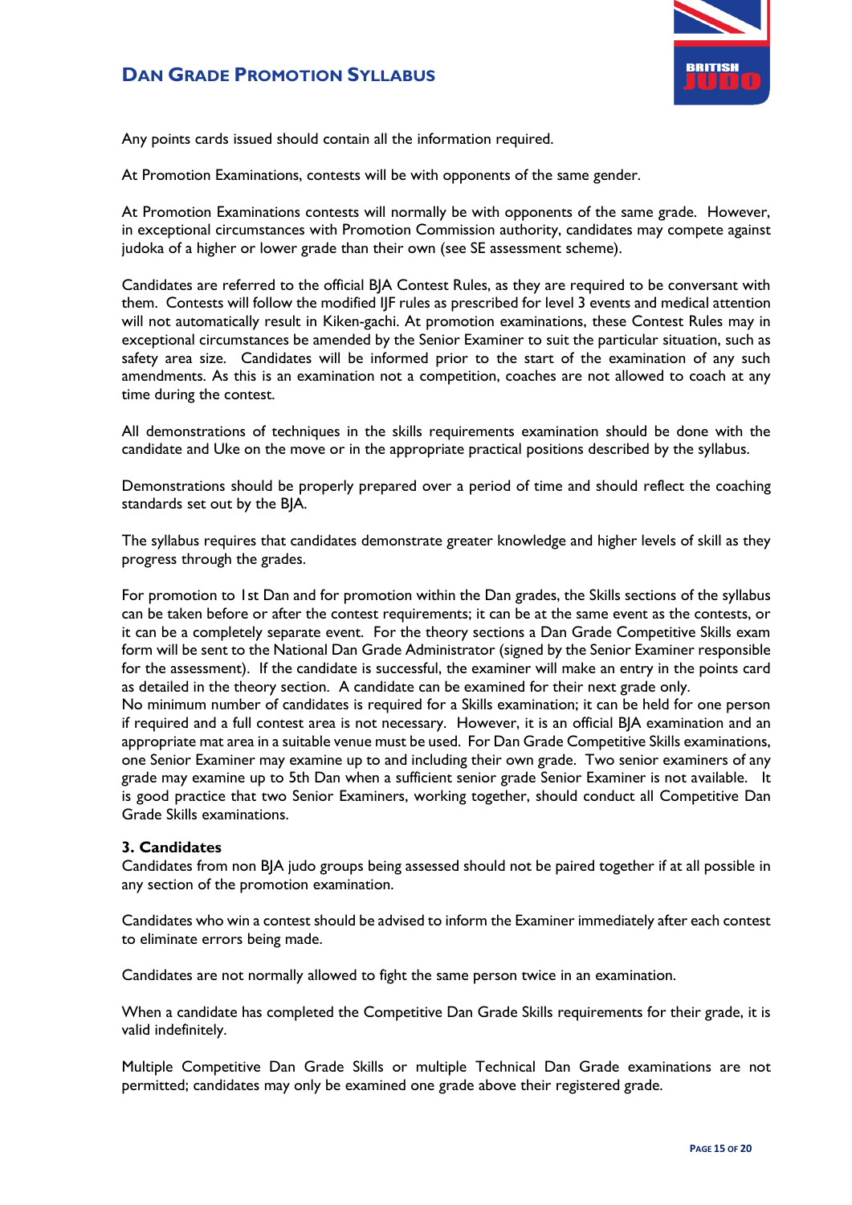Any points cards issued should contain all the information required.

At Promotion Examinations, contests will be with opponents of the same gender.

At Promotion Examinations contests will normally be with opponents of the same grade. However, in exceptional circumstances with Promotion Commission authority, candidates may compete against judoka of a higher or lower grade than their own (see SE assessment scheme).

Candidates are referred to the official BJA Contest Rules, as they are required to be conversant with them. Contests will follow the modified IJF rules as prescribed for level 3 events and medical attention will not automatically result in Kiken-gachi. At promotion examinations, these Contest Rules may in exceptional circumstances be amended by the Senior Examiner to suit the particular situation, such as safety area size. Candidates will be informed prior to the start of the examination of any such amendments. As this is an examination not a competition, coaches are not allowed to coach at any time during the contest.

All demonstrations of techniques in the skills requirements examination should be done with the candidate and Uke on the move or in the appropriate practical positions described by the syllabus.

Demonstrations should be properly prepared over a period of time and should reflect the coaching standards set out by the BJA.

The syllabus requires that candidates demonstrate greater knowledge and higher levels of skill as they progress through the grades.

For promotion to 1st Dan and for promotion within the Dan grades, the Skills sections of the syllabus can be taken before or after the contest requirements; it can be at the same event as the contests, or it can be a completely separate event. For the theory sections a Dan Grade Competitive Skills exam form will be sent to the National Dan Grade Administrator (signed by the Senior Examiner responsible for the assessment). If the candidate is successful, the examiner will make an entry in the points card as detailed in the theory section. A candidate can be examined for their next grade only.
No minimum number of candidates is required for a Skills examination; it can be held for one person if required and a full contest area is not necessary. However, it is an official BJA examination and an appropriate mat area in a suitable venue must be used. For Dan Grade Competitive Skills examinations, one Senior Examiner may examine up to and including their own grade. Two senior examiners of any grade may examine up to 5th Dan when a sufficient senior grade Senior Examiner is not available. It is good practice that two Senior Examiners, working together, should conduct all Competitive Dan Grade Skills examinations.

### 3. Candidates

Candidates from non BJA judo groups being assessed should not be paired together if at all possible in any section of the promotion examination.

Candidates who win a contest should be advised to inform the Examiner immediately after each contest to eliminate errors being made.

Candidates are not normally allowed to fight the same person twice in an examination.

When a candidate has completed the Competitive Dan Grade Skills requirements for their grade, it is valid indefinitely.

Multiple Competitive Dan Grade Skills or multiple Technical Dan Grade examinations are not permitted; candidates may only be examined one grade above their registered grade.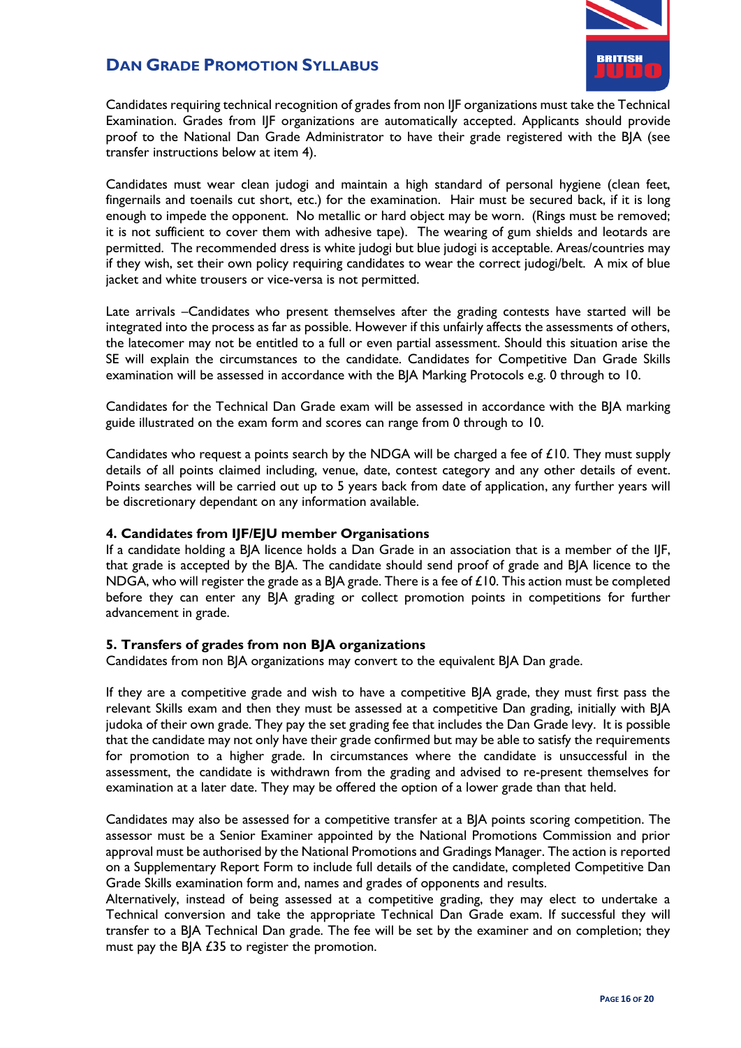Candidates requiring technical recognition of grades from non IJF organizations must take the Technical Examination. Grades from IJF organizations are automatically accepted. Applicants should provide proof to the National Dan Grade Administrator to have their grade registered with the BJA (see transfer instructions below at item 4).

Candidates must wear clean judogi and maintain a high standard of personal hygiene (clean feet, fingernails and toenails cut short, etc.) for the examination. Hair must be secured back, if it is long enough to impede the opponent. No metallic or hard object may be worn. (Rings must be removed; it is not sufficient to cover them with adhesive tape). The wearing of gum shields and leotards are permitted. The recommended dress is white judogi but blue judogi is acceptable. Areas/countries may if they wish, set their own policy requiring candidates to wear the correct judogi/belt. A mix of blue jacket and white trousers or vice-versa is not permitted.

Late arrivals –Candidates who present themselves after the grading contests have started will be integrated into the process as far as possible. However if this unfairly affects the assessments of others, the latecomer may not be entitled to a full or even partial assessment. Should this situation arise the SE will explain the circumstances to the candidate. Candidates for Competitive Dan Grade Skills examination will be assessed in accordance with the BJA Marking Protocols e.g. 0 through to 10.

Candidates for the Technical Dan Grade exam will be assessed in accordance with the BJA marking guide illustrated on the exam form and scores can range from 0 through to 10.

Candidates who request a points search by the NDGA will be charged a fee of £10. They must supply details of all points claimed including, venue, date, contest category and any other details of event. Points searches will be carried out up to 5 years back from date of application, any further years will be discretionary dependant on any information available.

### 4. Candidates from IJF/EJU member Organisations

If a candidate holding a BJA licence holds a Dan Grade in an association that is a member of the IJF, that grade is accepted by the BJA. The candidate should send proof of grade and BJA licence to the NDGA, who will register the grade as a BJA grade. There is a fee of £10. This action must be completed before they can enter any BJA grading or collect promotion points in competitions for further advancement in grade.

### 5. Transfers of grades from non BJA organizations

Candidates from non BJA organizations may convert to the equivalent BJA Dan grade.

If they are a competitive grade and wish to have a competitive BJA grade, they must first pass the relevant Skills exam and then they must be assessed at a competitive Dan grading, initially with BJA judoka of their own grade. They pay the set grading fee that includes the Dan Grade levy. It is possible that the candidate may not only have their grade confirmed but may be able to satisfy the requirements for promotion to a higher grade. In circumstances where the candidate is unsuccessful in the assessment, the candidate is withdrawn from the grading and advised to re-present themselves for examination at a later date. They may be offered the option of a lower grade than that held.

Candidates may also be assessed for a competitive transfer at a BJA points scoring competition. The assessor must be a Senior Examiner appointed by the National Promotions Commission and prior approval must be authorised by the National Promotions and Gradings Manager. The action is reported on a Supplementary Report Form to include full details of the candidate, completed Competitive Dan Grade Skills examination form and, names and grades of opponents and results.
Alternatively, instead of being assessed at a competitive grading, they may elect to undertake a Technical conversion and take the appropriate Technical Dan Grade exam. If successful they will transfer to a BJA Technical Dan grade. The fee will be set by the examiner and on completion; they must pay the BJA £35 to register the promotion.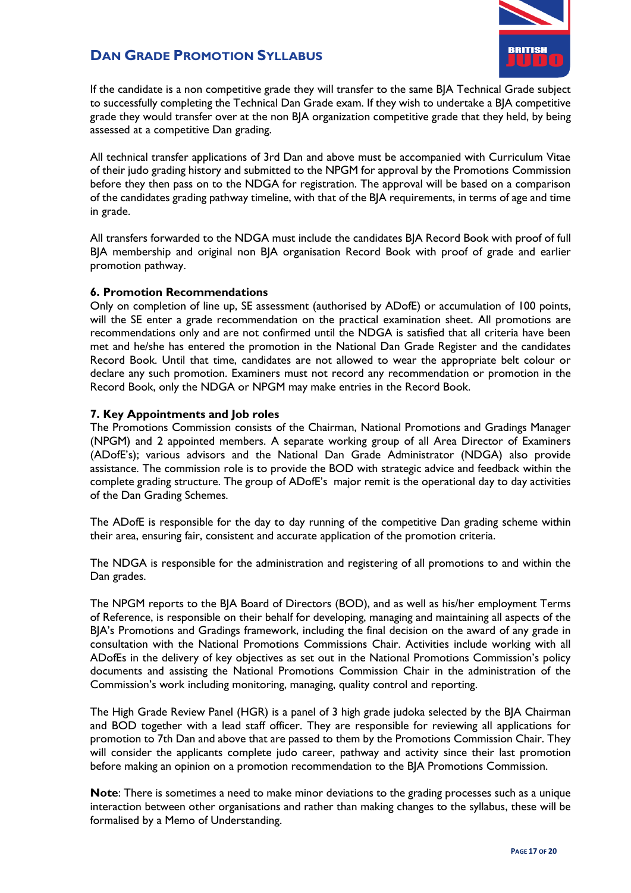If the candidate is a non competitive grade they will transfer to the same BJA Technical Grade subject to successfully completing the Technical Dan Grade exam. If they wish to undertake a BJA competitive grade they would transfer over at the non BJA organization competitive grade that they held, by being assessed at a competitive Dan grading.

All technical transfer applications of 3rd Dan and above must be accompanied with Curriculum Vitae of their judo grading history and submitted to the NPGM for approval by the Promotions Commission before they then pass on to the NDGA for registration. The approval will be based on a comparison of the candidates grading pathway timeline, with that of the BJA requirements, in terms of age and time in grade.

All transfers forwarded to the NDGA must include the candidates BJA Record Book with proof of full BJA membership and original non BJA organisation Record Book with proof of grade and earlier promotion pathway.

### 6. Promotion Recommendations

Only on completion of line up, SE assessment (authorised by ADofE) or accumulation of 100 points, will the SE enter a grade recommendation on the practical examination sheet. All promotions are recommendations only and are not confirmed until the NDGA is satisfied that all criteria have been met and he/she has entered the promotion in the National Dan Grade Register and the candidates Record Book. Until that time, candidates are not allowed to wear the appropriate belt colour or declare any such promotion. Examiners must not record any recommendation or promotion in the Record Book, only the NDGA or NPGM may make entries in the Record Book.

### 7. Key Appointments and Job roles

The Promotions Commission consists of the Chairman, National Promotions and Gradings Manager (NPGM) and 2 appointed members. A separate working group of all Area Director of Examiners (ADofE's); various advisors and the National Dan Grade Administrator (NDGA) also provide assistance. The commission role is to provide the BOD with strategic advice and feedback within the complete grading structure. The group of ADofE's major remit is the operational day to day activities of the Dan Grading Schemes.

The ADofE is responsible for the day to day running of the competitive Dan grading scheme within their area, ensuring fair, consistent and accurate application of the promotion criteria.

The NDGA is responsible for the administration and registering of all promotions to and within the Dan grades.

The NPGM reports to the BJA Board of Directors (BOD), and as well as his/her employment Terms of Reference, is responsible on their behalf for developing, managing and maintaining all aspects of the BJA's Promotions and Gradings framework, including the final decision on the award of any grade in consultation with the National Promotions Commissions Chair. Activities include working with all ADofEs in the delivery of key objectives as set out in the National Promotions Commission's policy documents and assisting the National Promotions Commission Chair in the administration of the Commission's work including monitoring, managing, quality control and reporting.

The High Grade Review Panel (HGR) is a panel of 3 high grade judoka selected by the BJA Chairman and BOD together with a lead staff officer. They are responsible for reviewing all applications for promotion to 7th Dan and above that are passed to them by the Promotions Commission Chair. They will consider the applicants complete judo career, pathway and activity since their last promotion before making an opinion on a promotion recommendation to the BJA Promotions Commission.

**Note**: There is sometimes a need to make minor deviations to the grading processes such as a unique interaction between other organisations and rather than making changes to the syllabus, these will be formalised by a Memo of Understanding.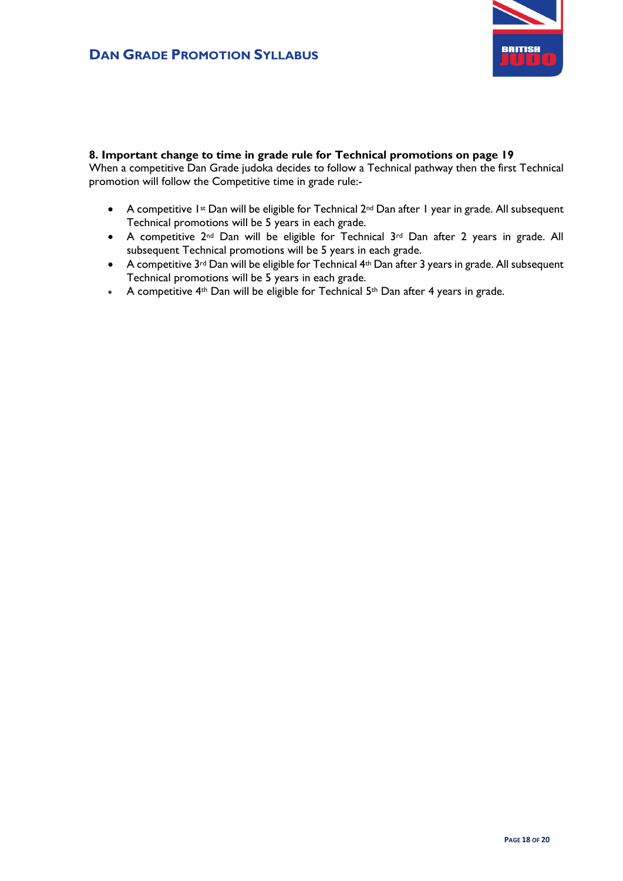**8. Important change to time in grade rule for Technical promotions on page 19**

When a competitive Dan Grade judoka decides to follow a Technical pathway then the first Technical promotion will follow the Competitive time in grade rule:-

- A competitive 1st Dan will be eligible for Technical 2nd Dan after 1 year in grade. All subsequent Technical promotions will be 5 years in each grade.
- A competitive 2nd Dan will be eligible for Technical 3rd Dan after 2 years in grade. All subsequent Technical promotions will be 5 years in each grade.
- A competitive 3rd Dan will be eligible for Technical 4th Dan after 3 years in grade. All subsequent Technical promotions will be 5 years in each grade.
- A competitive 4th Dan will be eligible for Technical 5th Dan after 4 years in grade.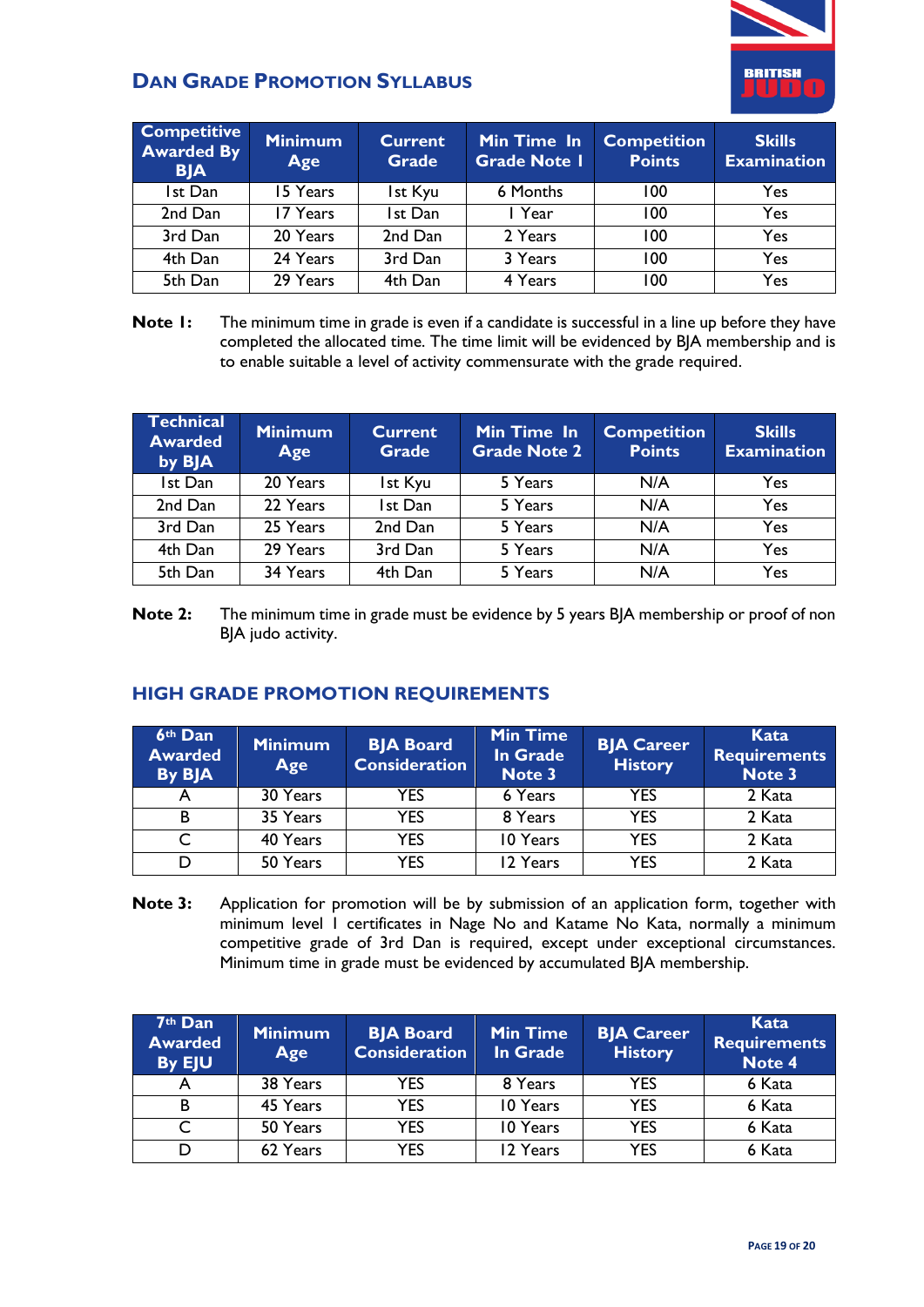## Dan Grade Promotion Syllabus

| Competitive Awarded By BJA | Minimum Age | Current Grade | Min Time In Grade Note 1 | Competition Points | Skills Examination |
|---|---|---|---|---|---|
| 1st Dan | 15 Years | 1st Kyu | 6 Months | 100 | Yes |
| 2nd Dan | 17 Years | 1st Dan | 1 Year | 100 | Yes |
| 3rd Dan | 20 Years | 2nd Dan | 2 Years | 100 | Yes |
| 4th Dan | 24 Years | 3rd Dan | 3 Years | 100 | Yes |
| 5th Dan | 29 Years | 4th Dan | 4 Years | 100 | Yes |

**Note 1:** The minimum time in grade is even if a candidate is successful in a line up before they have completed the allocated time. The time limit will be evidenced by BJA membership and is to enable suitable a level of activity commensurate with the grade required.

| Technical Awarded by BJA | Minimum Age | Current Grade | Min Time In Grade Note 2 | Competition Points | Skills Examination |
|---|---|---|---|---|---|
| 1st Dan | 20 Years | 1st Kyu | 5 Years | N/A | Yes |
| 2nd Dan | 22 Years | 1st Dan | 5 Years | N/A | Yes |
| 3rd Dan | 25 Years | 2nd Dan | 5 Years | N/A | Yes |
| 4th Dan | 29 Years | 3rd Dan | 5 Years | N/A | Yes |
| 5th Dan | 34 Years | 4th Dan | 5 Years | N/A | Yes |

**Note 2:** The minimum time in grade must be evidence by 5 years BJA membership or proof of non BJA judo activity.

## HIGH GRADE PROMOTION REQUIREMENTS

| 6th Dan Awarded By BJA | Minimum Age | BJA Board Consideration | Min Time In Grade Note 3 | BJA Career History | Kata Requirements Note 3 |
|---|---|---|---|---|---|
| A | 30 Years | YES | 6 Years | YES | 2 Kata |
| B | 35 Years | YES | 8 Years | YES | 2 Kata |
| C | 40 Years | YES | 10 Years | YES | 2 Kata |
| D | 50 Years | YES | 12 Years | YES | 2 Kata |

**Note 3:** Application for promotion will be by submission of an application form, together with minimum level 1 certificates in Nage No and Katame No Kata, normally a minimum competitive grade of 3rd Dan is required, except under exceptional circumstances. Minimum time in grade must be evidenced by accumulated BJA membership.

| 7th Dan Awarded By EJU | Minimum Age | BJA Board Consideration | Min Time In Grade | BJA Career History | Kata Requirements Note 4 |
|---|---|---|---|---|---|
| A | 38 Years | YES | 8 Years | YES | 6 Kata |
| B | 45 Years | YES | 10 Years | YES | 6 Kata |
| C | 50 Years | YES | 10 Years | YES | 6 Kata |
| D | 62 Years | YES | 12 Years | YES | 6 Kata |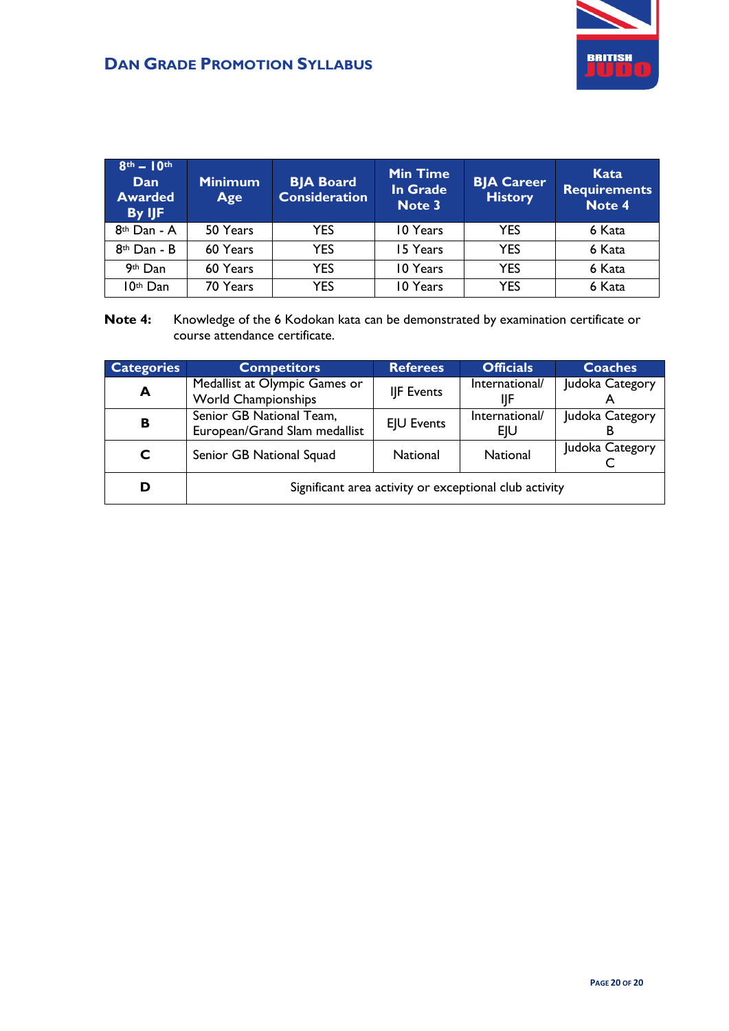| 8th – 10th Dan Awarded By IJF | Minimum Age | BJA Board Consideration | Min Time In Grade Note 3 | BJA Career History | Kata Requirements Note 4 |
|---|---|---|---|---|---|
| 8th Dan - A | 50 Years | YES | 10 Years | YES | 6 Kata |
| 8th Dan - B | 60 Years | YES | 15 Years | YES | 6 Kata |
| 9th Dan | 60 Years | YES | 10 Years | YES | 6 Kata |
| 10th Dan | 70 Years | YES | 10 Years | YES | 6 Kata |

**Note 4:** Knowledge of the 6 Kodokan kata can be demonstrated by examination certificate or course attendance certificate.

| Categories | Competitors | Referees | Officials | Coaches |
|---|---|---|---|---|
| **A** | Medallist at Olympic Games or World Championships | IJF Events | International/ IJF | Judoka Category A |
| **B** | Senior GB National Team, European/Grand Slam medallist | EJU Events | International/ EJU | Judoka Category B |
| **C** | Senior GB National Squad | National | National | Judoka Category C |
| **D** | Significant area activity or exceptional club activity | | | |